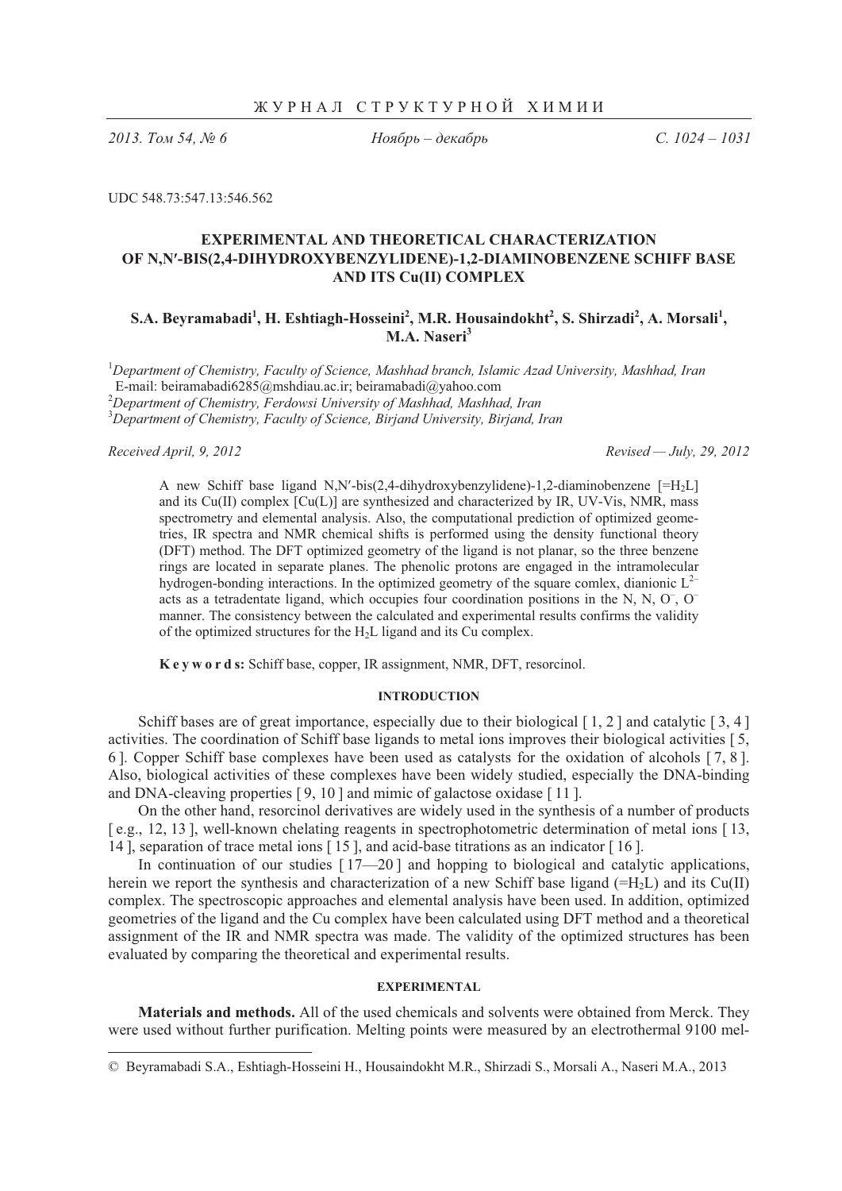UDC 548.73:547.13:546.562

# EXPERIMENTAL AND THEORETICAL CHARACTERIZATION OF N,N′-BIS(2,4-DIHYDROXYBENZYLIDENE)-1,2-DIAMINOBENZENE SCHIFF BASE AND ITS Cu(II) COMPLEX

**S.A. Beyramabadi[1], H. Eshtiagh-Hosseini[2], M.R. Housaindokht[2], S. Shirzadi[2], A. Morsali[1], M.A. Naseri[3]**

[1]*Department of Chemistry, Faculty of Science, Mashhad branch, Islamic Azad University, Mashhad, Iran*
E-mail: beiramabadi6285@mshdiau.ac.ir; beiramabadi@yahoo.com
[2]*Department of Chemistry, Ferdowsi University of Mashhad, Mashhad, Iran*
[3]*Department of Chemistry, Faculty of Science, Birjand University, Birjand, Iran*

*Received April, 9, 2012* *Revised — July, 29, 2012*

A new Schiff base ligand N,N′-bis(2,4-dihydroxybenzylidene)-1,2-diaminobenzene [$=H_2L$] and its Cu(II) complex [Cu(L)] are synthesized and characterized by IR, UV-Vis, NMR, mass spectrometry and elemental analysis. Also, the computational prediction of optimized geometries, IR spectra and NMR chemical shifts is performed using the density functional theory (DFT) method. The DFT optimized geometry of the ligand is not planar, so the three benzene rings are located in separate planes. The phenolic protons are engaged in the intramolecular hydrogen-bonding interactions. In the optimized geometry of the square comlex, dianionic $L^{2-}$ acts as a tetradentate ligand, which occupies four coordination positions in the N, N, $O^-$, $O^-$ manner. The consistency between the calculated and experimental results confirms the validity of the optimized structures for the $H_2L$ ligand and its Cu complex.

**K e y w o r d s:** Schiff base, copper, IR assignment, NMR, DFT, resorcinol.

## INTRODUCTION

Schiff bases are of great importance, especially due to their biological [ 1, 2 ] and catalytic [ 3, 4 ] activities. The coordination of Schiff base ligands to metal ions improves their biological activities [ 5, 6 ]. Copper Schiff base complexes have been used as catalysts for the oxidation of alcohols [ 7, 8 ]. Also, biological activities of these complexes have been widely studied, especially the DNA-binding and DNA-cleaving properties [ 9, 10 ] and mimic of galactose oxidase [ 11 ].

On the other hand, resorcinol derivatives are widely used in the synthesis of a number of products [ e.g., 12, 13 ], well-known chelating reagents in spectrophotometric determination of metal ions [ 13, 14 ], separation of trace metal ions [ 15 ], and acid-base titrations as an indicator [ 16 ].

In continuation of our studies [ 17—20 ] and hopping to biological and catalytic applications, herein we report the synthesis and characterization of a new Schiff base ligand ($=H_2L$) and its Cu(II) complex. The spectroscopic approaches and elemental analysis have been used. In addition, optimized geometries of the ligand and the Cu complex have been calculated using DFT method and a theoretical assignment of the IR and NMR spectra was made. The validity of the optimized structures has been evaluated by comparing the theoretical and experimental results.

## EXPERIMENTAL

**Materials and methods.** All of the used chemicals and solvents were obtained from Merck. They were used without further purification. Melting points were measured by an electrothermal 9100 mel-

© Beyramabadi S.A., Eshtiagh-Hosseini H., Housaindokht M.R., Shirzadi S., Morsali A., Naseri M.A., 2013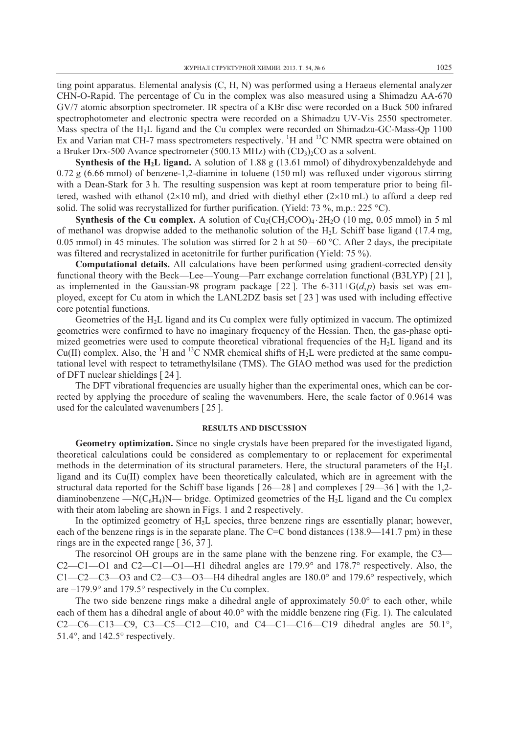ting point apparatus. Elemental analysis (C, H, N) was performed using a Heraeus elemental analyzer CHN-O-Rapid. The percentage of Cu in the complex was also measured using a Shimadzu AA-670 GV/7 atomic absorption spectrometer. IR spectra of a KBr disc were recorded on a Buck 500 infrared spectrophotometer and electronic spectra were recorded on a Shimadzu UV-Vis 2550 spectrometer. Mass spectra of the $H_2L$ ligand and the Cu complex were recorded on Shimadzu-GC-Mass-Qp 1100 Ex and Varian mat CH-7 mass spectrometers respectively. $^1H$ and $^{13}C$ NMR spectra were obtained on a Bruker Drx-500 Avance spectrometer (500.13 MHz) with $(CD_3)_2CO$ as a solvent.

**Synthesis of the $H_2L$ ligand.** A solution of 1.88 g (13.61 mmol) of dihydroxybenzaldehyde and 0.72 g (6.66 mmol) of benzene-1,2-diamine in toluene (150 ml) was refluxed under vigorous stirring with a Dean-Stark for 3 h. The resulting suspension was kept at room temperature prior to being filtered, washed with ethanol (2×10 ml), and dried with diethyl ether (2×10 mL) to afford a deep red solid. The solid was recrystallized for further purification. (Yield: 73 %, m.p.: 225 °C).

**Synthesis of the Cu complex.** A solution of $Cu_2(CH_3COO)_4 \cdot 2H_2O$ (10 mg, 0.05 mmol) in 5 ml of methanol was dropwise added to the methanolic solution of the $H_2L$ Schiff base ligand (17.4 mg, 0.05 mmol) in 45 minutes. The solution was stirred for 2 h at 50—60 °C. After 2 days, the precipitate was filtered and recrystalized in acetonitrile for further purification (Yield: 75 %).

**Computational details.** All calculations have been performed using gradient-corrected density functional theory with the Beck—Lee—Young—Parr exchange correlation functional (B3LYP) [21], as implemented in the Gaussian-98 program package [22]. The 6-311+G($d$,$p$) basis set was employed, except for Cu atom in which the LANL2DZ basis set [23] was used with including effective core potential functions.

Geometries of the $H_2L$ ligand and its Cu complex were fully optimized in vaccum. The optimized geometries were confirmed to have no imaginary frequency of the Hessian. Then, the gas-phase optimized geometries were used to compute theoretical vibrational frequencies of the $H_2L$ ligand and its Cu(II) complex. Also, the $^1H$ and $^{13}C$ NMR chemical shifts of $H_2L$ were predicted at the same computational level with respect to tetramethylsilane (TMS). The GIAO method was used for the prediction of DFT nuclear shieldings [24].

The DFT vibrational frequencies are usually higher than the experimental ones, which can be corrected by applying the procedure of scaling the wavenumbers. Here, the scale factor of 0.9614 was used for the calculated wavenumbers [25].

## RESULTS AND DISCUSSION

**Geometry optimization.** Since no single crystals have been prepared for the investigated ligand, theoretical calculations could be considered as complementary to or replacement for experimental methods in the determination of its structural parameters. Here, the structural parameters of the $H_2L$ ligand and its Cu(II) complex have been theoretically calculated, which are in agreement with the structural data reported for the Schiff base ligands [26—28] and complexes [29—36] with the 1,2-diaminobenzene —N($C_6H_4$)N— bridge. Optimized geometries of the $H_2L$ ligand and the Cu complex with their atom labeling are shown in Figs. 1 and 2 respectively.

In the optimized geometry of $H_2L$ species, three benzene rings are essentially planar; however, each of the benzene rings is in the separate plane. The C=C bond distances (138.9—141.7 pm) in these rings are in the expected range [36, 37].

The resorcinol OH groups are in the same plane with the benzene ring. For example, the C3—C2—C1—O1 and C2—C1—O1—H1 dihedral angles are 179.9° and 178.7° respectively. Also, the C1—C2—C3—O3 and C2—C3—O3—H4 dihedral angles are 180.0° and 179.6° respectively, which are –179.9° and 179.5° respectively in the Cu complex.

The two side benzene rings make a dihedral angle of approximately 50.0° to each other, while each of them has a dihedral angle of about 40.0° with the middle benzene ring (Fig. 1). The calculated C2—C6—C13—C9, C3—C5—C12—C10, and C4—C1—C16—C19 dihedral angles are 50.1°, 51.4°, and 142.5° respectively.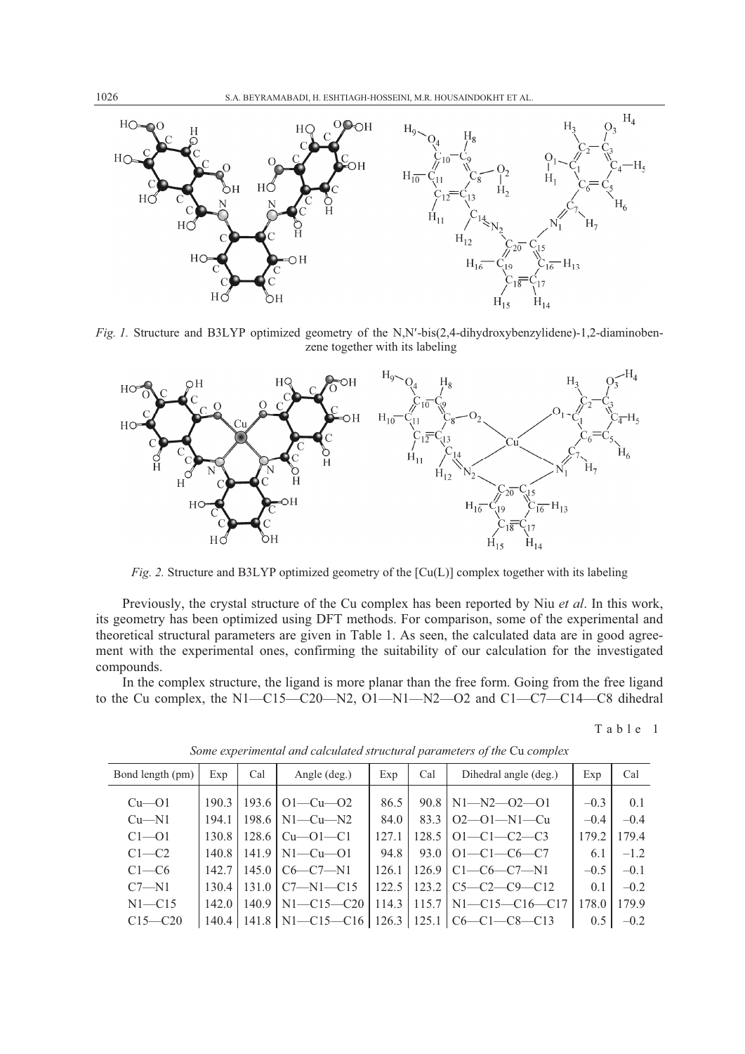*Fig. 1.* Structure and B3LYP optimized geometry of the N,N′-bis(2,4-dihydroxybenzylidene)-1,2-diaminobenzene together with its labeling

*Fig. 2.* Structure and B3LYP optimized geometry of the [Cu(L)] complex together with its labeling

Previously, the crystal structure of the Cu complex has been reported by Niu *et al*. In this work, its geometry has been optimized using DFT methods. For comparison, some of the experimental and theoretical structural parameters are given in Table 1. As seen, the calculated data are in good agreement with the experimental ones, confirming the suitability of our calculation for the investigated compounds.

In the complex structure, the ligand is more planar than the free form. Going from the free ligand to the Cu complex, the N1—C15—C20—N2, O1—N1—N2—O2 and C1—C7—C14—C8 dihedral

Table 1

*Some experimental and calculated structural parameters of the* Cu *complex*

| Bond length (pm) | Exp | Cal | Angle (deg.) | Exp | Cal | Dihedral angle (deg.) | Exp | Cal |
|---|---|---|---|---|---|---|---|---|
| Cu—O1 | 190.3 | 193.6 | O1—Cu—O2 | 86.5 | 90.8 | N1—N2—O2—O1 | –0.3 | 0.1 |
| Cu—N1 | 194.1 | 198.6 | N1—Cu—N2 | 84.0 | 83.3 | O2—O1—N1—Cu | –0.4 | –0.4 |
| C1—O1 | 130.8 | 128.6 | Cu—O1—C1 | 127.1 | 128.5 | O1—C1—C2—C3 | 179.2 | 179.4 |
| C1—C2 | 140.8 | 141.9 | N1—Cu—O1 | 94.8 | 93.0 | O1—C1—C6—C7 | 6.1 | –1.2 |
| C1—C6 | 142.7 | 145.0 | C6—C7—N1 | 126.1 | 126.9 | C1—C6—C7—N1 | –0.5 | –0.1 |
| C7—N1 | 130.4 | 131.0 | C7—N1—C15 | 122.5 | 123.2 | C5—C2—C9—C12 | 0.1 | –0.2 |
| N1—C15 | 142.0 | 140.9 | N1—C15—C20 | 114.3 | 115.7 | N1—C15—C16—C17 | 178.0 | 179.9 |
| C15—C20 | 140.4 | 141.8 | N1—C15—C16 | 126.3 | 125.1 | C6—C1—C8—C13 | 0.5 | –0.2 |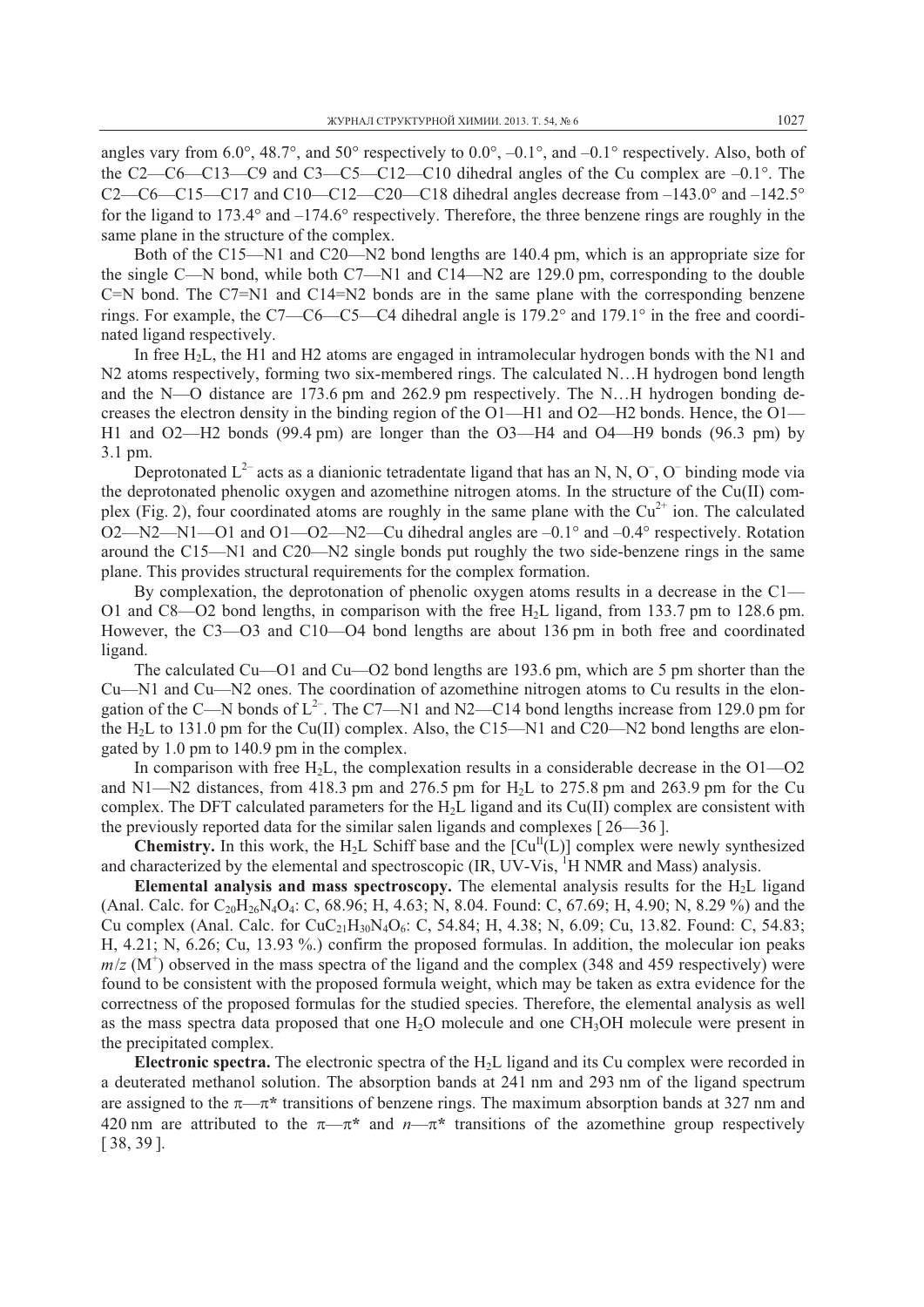angles vary from 6.0°, 48.7°, and 50° respectively to 0.0°, –0.1°, and –0.1° respectively. Also, both of the C2—C6—C13—C9 and C3—C5—C12—C10 dihedral angles of the Cu complex are –0.1°. The C2—C6—C15—C17 and C10—C12—C20—C18 dihedral angles decrease from –143.0° and –142.5° for the ligand to 173.4° and –174.6° respectively. Therefore, the three benzene rings are roughly in the same plane in the structure of the complex.

Both of the C15—N1 and C20—N2 bond lengths are 140.4 pm, which is an appropriate size for the single C—N bond, while both C7—N1 and C14—N2 are 129.0 pm, corresponding to the double C=N bond. The C7=N1 and C14=N2 bonds are in the same plane with the corresponding benzene rings. For example, the C7—C6—C5—C4 dihedral angle is 179.2° and 179.1° in the free and coordinated ligand respectively.

In free $H_2L$, the H1 and H2 atoms are engaged in intramolecular hydrogen bonds with the N1 and N2 atoms respectively, forming two six-membered rings. The calculated N…H hydrogen bond length and the N—O distance are 173.6 pm and 262.9 pm respectively. The N…H hydrogen bonding decreases the electron density in the binding region of the O1—H1 and O2—H2 bonds. Hence, the O1—H1 and O2—H2 bonds (99.4 pm) are longer than the O3—H4 and O4—H9 bonds (96.3 pm) by 3.1 pm.

Deprotonated $L^{2-}$ acts as a dianionic tetradentate ligand that has an N, N, $O^-$, $O^-$ binding mode via the deprotonated phenolic oxygen and azomethine nitrogen atoms. In the structure of the Cu(II) complex (Fig. 2), four coordinated atoms are roughly in the same plane with the $Cu^{2+}$ ion. The calculated O2—N2—N1—O1 and O1—O2—N2—Cu dihedral angles are –0.1° and –0.4° respectively. Rotation around the C15—N1 and C20—N2 single bonds put roughly the two side-benzene rings in the same plane. This provides structural requirements for the complex formation.

By complexation, the deprotonation of phenolic oxygen atoms results in a decrease in the C1—O1 and C8—O2 bond lengths, in comparison with the free $H_2L$ ligand, from 133.7 pm to 128.6 pm. However, the C3—O3 and C10—O4 bond lengths are about 136 pm in both free and coordinated ligand.

The calculated Cu—O1 and Cu—O2 bond lengths are 193.6 pm, which are 5 pm shorter than the Cu—N1 and Cu—N2 ones. The coordination of azomethine nitrogen atoms to Cu results in the elongation of the C—N bonds of $L^{2-}$. The C7—N1 and N2—C14 bond lengths increase from 129.0 pm for the $H_2L$ to 131.0 pm for the Cu(II) complex. Also, the C15—N1 and C20—N2 bond lengths are elongated by 1.0 pm to 140.9 pm in the complex.

In comparison with free $H_2L$, the complexation results in a considerable decrease in the O1—O2 and N1—N2 distances, from 418.3 pm and 276.5 pm for $H_2L$ to 275.8 pm and 263.9 pm for the Cu complex. The DFT calculated parameters for the $H_2L$ ligand and its Cu(II) complex are consistent with the previously reported data for the similar salen ligands and complexes [ 26—36 ].

**Chemistry.** In this work, the $H_2L$ Schiff base and the $[Cu^{II}(L)]$ complex were newly synthesized and characterized by the elemental and spectroscopic (IR, UV-Vis, $^1$H NMR and Mass) analysis.

**Elemental analysis and mass spectroscopy.** The elemental analysis results for the $H_2L$ ligand (Anal. Calc. for $C_{20}H_{26}N_4O_4$: C, 68.96; H, 4.63; N, 8.04. Found: C, 67.69; H, 4.90; N, 8.29 %) and the Cu complex (Anal. Calc. for $CuC_{21}H_{30}N_4O_6$: C, 54.84; H, 4.38; N, 6.09; Cu, 13.82. Found: C, 54.83; H, 4.21; N, 6.26; Cu, 13.93 %.) confirm the proposed formulas. In addition, the molecular ion peaks $m/z$ ($M^+$) observed in the mass spectra of the ligand and the complex (348 and 459 respectively) were found to be consistent with the proposed formula weight, which may be taken as extra evidence for the correctness of the proposed formulas for the studied species. Therefore, the elemental analysis as well as the mass spectra data proposed that one $H_2O$ molecule and one $CH_3OH$ molecule were present in the precipitated complex.

**Electronic spectra.** The electronic spectra of the $H_2L$ ligand and its Cu complex were recorded in a deuterated methanol solution. The absorption bands at 241 nm and 293 nm of the ligand spectrum are assigned to the $\pi$—$\pi$* transitions of benzene rings. The maximum absorption bands at 327 nm and 420 nm are attributed to the $\pi$—$\pi$* and $n$—$\pi$* transitions of the azomethine group respectively [ 38, 39 ].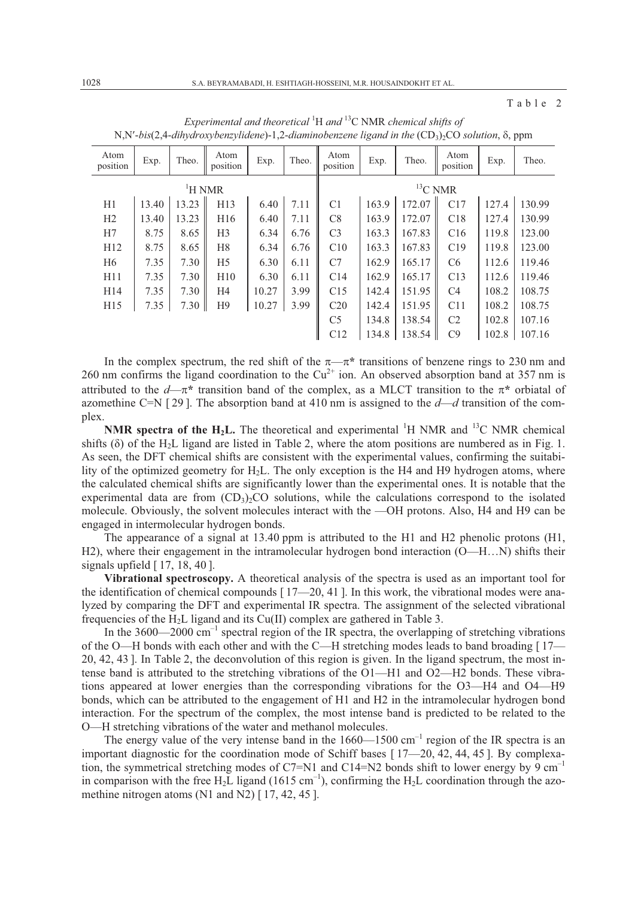Table 2

*Experimental and theoretical* $^1$H *and* $^{13}$C NMR *chemical shifts of* N,N′-*bis*(2,4-*dihydroxybenzylidene*)-1,2-*diaminobenzene ligand in the* $(CD_3)_2CO$ *solution*, δ, ppm

| Atom position | Exp. | Theo. | Atom position | Exp. | Theo. | Atom position | Exp. | Theo. | Atom position | Exp. | Theo. |
|---|---|---|---|---|---|---|---|---|---|---|---|
| $^1$H NMR | | | | | | $^{13}$C NMR | | | | | |
| H1 | 13.40 | 13.23 | H13 | 6.40 | 7.11 | C1 | 163.9 | 172.07 | C17 | 127.4 | 130.99 |
| H2 | 13.40 | 13.23 | H16 | 6.40 | 7.11 | C8 | 163.9 | 172.07 | C18 | 127.4 | 130.99 |
| H7 | 8.75 | 8.65 | H3 | 6.34 | 6.76 | C3 | 163.3 | 167.83 | C16 | 119.8 | 123.00 |
| H12 | 8.75 | 8.65 | H8 | 6.34 | 6.76 | C10 | 163.3 | 167.83 | C19 | 119.8 | 123.00 |
| H6 | 7.35 | 7.30 | H5 | 6.30 | 6.11 | C7 | 162.9 | 165.17 | C6 | 112.6 | 119.46 |
| H11 | 7.35 | 7.30 | H10 | 6.30 | 6.11 | C14 | 162.9 | 165.17 | C13 | 112.6 | 119.46 |
| H14 | 7.35 | 7.30 | H4 | 10.27 | 3.99 | C15 | 142.4 | 151.95 | C4 | 108.2 | 108.75 |
| H15 | 7.35 | 7.30 | H9 | 10.27 | 3.99 | C20 | 142.4 | 151.95 | C11 | 108.2 | 108.75 |
| | | | | | | C5 | 134.8 | 138.54 | C2 | 102.8 | 107.16 |
| | | | | | | C12 | 134.8 | 138.54 | C9 | 102.8 | 107.16 |

In the complex spectrum, the red shift of the π—π* transitions of benzene rings to 230 nm and 260 nm confirms the ligand coordination to the $Cu^{2+}$ ion. An observed absorption band at 357 nm is attributed to the *d*—π* transition band of the complex, as a MLCT transition to the π* orbiatal of azomethine C=N [ 29 ]. The absorption band at 410 nm is assigned to the *d*—*d* transition of the complex.

**NMR spectra of the $H_2L$.** The theoretical and experimental $^1$H NMR and $^{13}$C NMR chemical shifts (δ) of the $H_2L$ ligand are listed in Table 2, where the atom positions are numbered as in Fig. 1. As seen, the DFT chemical shifts are consistent with the experimental values, confirming the suitability of the optimized geometry for $H_2L$. The only exception is the H4 and H9 hydrogen atoms, where the calculated chemical shifts are significantly lower than the experimental ones. It is notable that the experimental data are from $(CD_3)_2CO$ solutions, while the calculations correspond to the isolated molecule. Obviously, the solvent molecules interact with the —OH protons. Also, H4 and H9 can be engaged in intermolecular hydrogen bonds.

The appearance of a signal at 13.40 ppm is attributed to the H1 and H2 phenolic protons (H1, H2), where their engagement in the intramolecular hydrogen bond interaction (O—H…N) shifts their signals upfield [ 17, 18, 40 ].

**Vibrational spectroscopy.** A theoretical analysis of the spectra is used as an important tool for the identification of chemical compounds [ 17—20, 41 ]. In this work, the vibrational modes were analyzed by comparing the DFT and experimental IR spectra. The assignment of the selected vibrational frequencies of the $H_2L$ ligand and its Cu(II) complex are gathered in Table 3.

In the 3600—2000 cm$^{-1}$ spectral region of the IR spectra, the overlapping of stretching vibrations of the O—H bonds with each other and with the C—H stretching modes leads to band broading [ 17—20, 42, 43 ]. In Table 2, the deconvolution of this region is given. In the ligand spectrum, the most intense band is attributed to the stretching vibrations of the O1—H1 and O2—H2 bonds. These vibrations appeared at lower energies than the corresponding vibrations for the O3—H4 and O4—H9 bonds, which can be attributed to the engagement of H1 and H2 in the intramolecular hydrogen bond interaction. For the spectrum of the complex, the most intense band is predicted to be related to the O—H stretching vibrations of the water and methanol molecules.

The energy value of the very intense band in the 1660—1500 cm$^{-1}$ region of the IR spectra is an important diagnostic for the coordination mode of Schiff bases [ 17—20, 42, 44, 45 ]. By complexation, the symmetrical stretching modes of C7=N1 and C14=N2 bonds shift to lower energy by 9 cm$^{-1}$ in comparison with the free $H_2L$ ligand (1615 cm$^{-1}$), confirming the $H_2L$ coordination through the azomethine nitrogen atoms (N1 and N2) [ 17, 42, 45 ].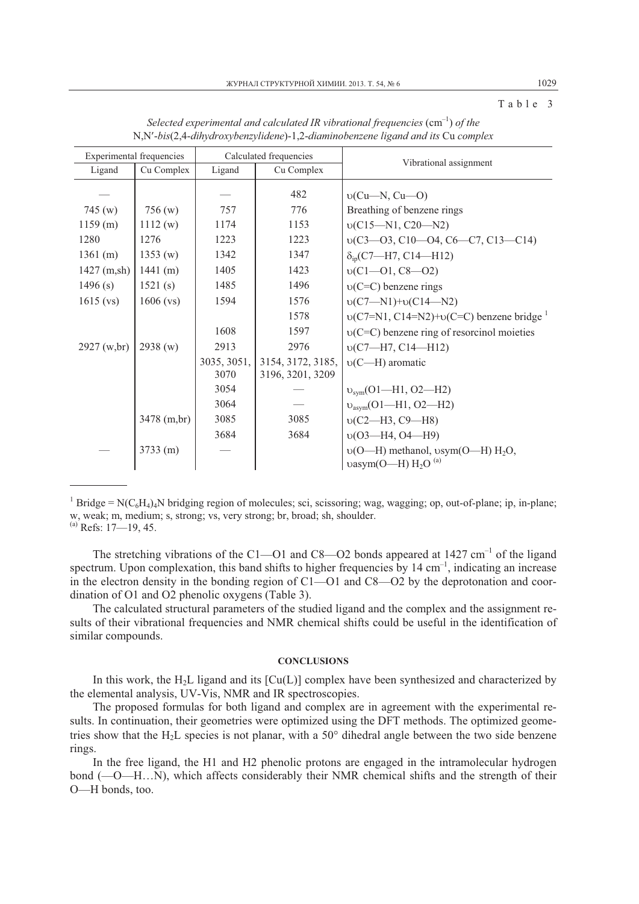Table 3

*Selected experimental and calculated IR vibrational frequencies* ($cm^{-1}$) *of the* N,N′-*bis*(2,4-*dihydroxybenzylidene*)-1,2-*diaminobenzene ligand and its* Cu *complex*

| Experimental frequencies | | Calculated frequencies | | Vibrational assignment |
|---|---|---|---|---|
| Ligand | Cu Complex | Ligand | Cu Complex | |
| — | | — | 482 | υ(Cu—N, Cu—O) |
| 745 (w) | 756 (w) | 757 | 776 | Breathing of benzene rings |
| 1159 (m) | 1112 (w) | 1174 | 1153 | υ(C15—N1, C20—N2) |
| 1280 | 1276 | 1223 | 1223 | υ(C3—O3, C10—O4, C6—C7, C13—C14) |
| 1361 (m) | 1353 (w) | 1342 | 1347 | $\delta_{ip}$(C7—H7, C14—H12) |
| 1427 (m,sh) | 1441 (m) | 1405 | 1423 | υ(C1—O1, C8—O2) |
| 1496 (s) | 1521 (s) | 1485 | 1496 | υ(C=C) benzene rings |
| 1615 (vs) | 1606 (vs) | 1594 | 1576 | υ(C7—N1)+υ(C14—N2) |
| | | | 1578 | υ(C7=N1, C14=N2)+υ(C=C) benzene bridge [1] |
| | | 1608 | 1597 | υ(C=C) benzene ring of resorcinol moieties |
| 2927 (w,br) | 2938 (w) | 2913 | 2976 | υ(C7—H7, C14—H12) |
| | | 3035, 3051, 3070 | 3154, 3172, 3185, 3196, 3201, 3209 | υ(C—H) aromatic |
| | | 3054 | — | $\upsilon_{sym}$(O1—H1, O2—H2) |
| | | 3064 | — | $\upsilon_{asym}$(O1—H1, O2—H2) |
| | 3478 (m,br) | 3085 | 3085 | υ(C2—H3, C9—H8) |
| | | 3684 | 3684 | υ(O3—H4, O4—H9) |
| — | 3733 (m) | — | | υ(O—H) methanol, υsym(O—H) $H_2O$, υasym(O—H) $H_2O$ [(a)] |

[1] Bridge = $N(C_6H_4)_4N$ bridging region of molecules; sci, scissoring; wag, wagging; op, out-of-plane; ip, in-plane; w, weak; m, medium; s, strong; vs, very strong; br, broad; sh, shoulder.
[(a)] Refs: 17—19, 45.

The stretching vibrations of the C1—O1 and C8—O2 bonds appeared at 1427 $cm^{-1}$ of the ligand spectrum. Upon complexation, this band shifts to higher frequencies by 14 $cm^{-1}$, indicating an increase in the electron density in the bonding region of C1—O1 and C8—O2 by the deprotonation and coordination of O1 and O2 phenolic oxygens (Table 3).

The calculated structural parameters of the studied ligand and the complex and the assignment results of their vibrational frequencies and NMR chemical shifts could be useful in the identification of similar compounds.

## CONCLUSIONS

In this work, the $H_2L$ ligand and its [Cu(L)] complex have been synthesized and characterized by the elemental analysis, UV-Vis, NMR and IR spectroscopies.

The proposed formulas for both ligand and complex are in agreement with the experimental results. In continuation, their geometries were optimized using the DFT methods. The optimized geometries show that the $H_2L$ species is not planar, with a 50° dihedral angle between the two side benzene rings.

In the free ligand, the H1 and H2 phenolic protons are engaged in the intramolecular hydrogen bond (—O—H…N), which affects considerably their NMR chemical shifts and the strength of their O—H bonds, too.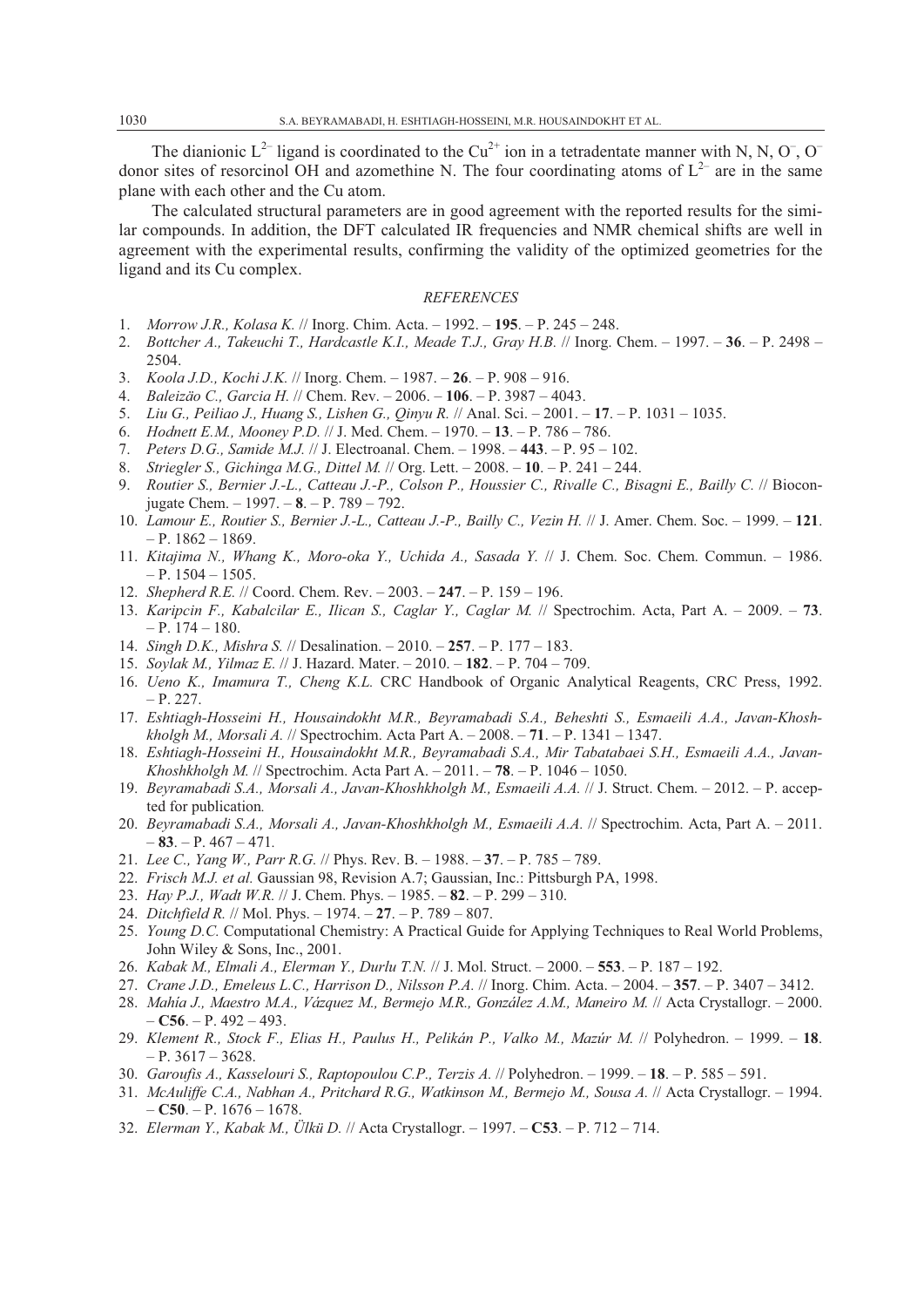The dianionic $L^{2-}$ ligand is coordinated to the $Cu^{2+}$ ion in a tetradentate manner with N, N, $O^-$, $O^-$ donor sites of resorcinol OH and azomethine N. The four coordinating atoms of $L^{2-}$ are in the same plane with each other and the Cu atom.

The calculated structural parameters are in good agreement with the reported results for the similar compounds. In addition, the DFT calculated IR frequencies and NMR chemical shifts are well in agreement with the experimental results, confirming the validity of the optimized geometries for the ligand and its Cu complex.

## *REFERENCES*

1. *Morrow J.R., Kolasa K.* // Inorg. Chim. Acta. – 1992. – **195**. – P. 245 – 248.
2. *Bottcher A., Takeuchi T., Hardcastle K.I., Meade T.J., Gray H.B.* // Inorg. Chem. – 1997. – **36**. – P. 2498 – 2504.
3. *Koola J.D., Kochi J.K.* // Inorg. Chem. – 1987. – **26**. – P. 908 – 916.
4. *Baleizão C., Garcia H.* // Chem. Rev. – 2006. – **106**. – P. 3987 – 4043.
5. *Liu G., Peiliao J., Huang S., Lishen G., Qinyu R.* // Anal. Sci. – 2001. – **17**. – P. 1031 – 1035.
6. *Hodnett E.M., Mooney P.D.* // J. Med. Chem. – 1970. – **13**. – P. 786 – 786.
7. *Peters D.G., Samide M.J.* // J. Electroanal. Chem. – 1998. – **443**. – P. 95 – 102.
8. *Striegler S., Gichinga M.G., Dittel M.* // Org. Lett. – 2008. – **10**. – P. 241 – 244.
9. *Routier S., Bernier J.-L., Catteau J.-P., Colson P., Houssier C., Rivalle C., Bisagni E., Bailly C.* // Bioconjugate Chem. – 1997. – **8**. – P. 789 – 792.
10. *Lamour E., Routier S., Bernier J.-L., Catteau J.-P., Bailly C., Vezin H.* // J. Amer. Chem. Soc. – 1999. – **121**. – P. 1862 – 1869.
11. *Kitajima N., Whang K., Moro-oka Y., Uchida A., Sasada Y.* // J. Chem. Soc. Chem. Commun. – 1986. – P. 1504 – 1505.
12. *Shepherd R.E.* // Coord. Chem. Rev. – 2003. – **247**. – P. 159 – 196.
13. *Karipcin F., Kabalcilar E., Ilican S., Caglar Y., Caglar M.* // Spectrochim. Acta, Part A. – 2009. – **73**. – P. 174 – 180.
14. *Singh D.K., Mishra S.* // Desalination. – 2010. – **257**. – P. 177 – 183.
15. *Soylak M., Yilmaz E.* // J. Hazard. Mater. – 2010. – **182**. – P. 704 – 709.
16. *Ueno K., Imamura T., Cheng K.L.* CRC Handbook of Organic Analytical Reagents, CRC Press, 1992. – P. 227.
17. *Eshtiagh-Hosseini H., Housaindokht M.R., Beyramabadi S.A., Beheshti S., Esmaeili A.A., Javan-Khoshkholgh M., Morsali A.* // Spectrochim. Acta Part A. – 2008. – **71**. – P. 1341 – 1347.
18. *Eshtiagh-Hosseini H., Housaindokht M.R., Beyramabadi S.A., Mir Tabatabaei S.H., Esmaeili A.A., Javan-Khoshkholgh M.* // Spectrochim. Acta Part A. – 2011. – **78**. – P. 1046 – 1050.
19. *Beyramabadi S.A., Morsali A., Javan-Khoshkholgh M., Esmaeili A.A.* // J. Struct. Chem. – 2012. – P. accepted for publication.
20. *Beyramabadi S.A., Morsali A., Javan-Khoshkholgh M., Esmaeili A.A.* // Spectrochim. Acta, Part A. – 2011. – **83**. – P. 467 – 471.
21. *Lee C., Yang W., Parr R.G.* // Phys. Rev. B. – 1988. – **37**. – P. 785 – 789.
22. *Frisch M.J. et al.* Gaussian 98, Revision A.7; Gaussian, Inc.: Pittsburgh PA, 1998.
23. *Hay P.J., Wadt W.R.* // J. Chem. Phys. – 1985. – **82**. – P. 299 – 310.
24. *Ditchfield R.* // Mol. Phys. – 1974. – **27**. – P. 789 – 807.
25. *Young D.C.* Computational Chemistry: A Practical Guide for Applying Techniques to Real World Problems, John Wiley & Sons, Inc., 2001.
26. *Kabak M., Elmali A., Elerman Y., Durlu T.N.* // J. Mol. Struct. – 2000. – **553**. – P. 187 – 192.
27. *Crane J.D., Emeleus L.C., Harrison D., Nilsson P.A.* // Inorg. Chim. Acta. – 2004. – **357**. – P. 3407 – 3412.
28. *Mahía J., Maestro M.A., Vázquez M., Bermejo M.R., González A.M., Maneiro M.* // Acta Crystallogr. – 2000. – **C56**. – P. 492 – 493.
29. *Klement R., Stock F., Elias H., Paulus H., Pelikán P., Valko M., Mazúr M.* // Polyhedron. – 1999. – **18**. – P. 3617 – 3628.
30. *Garoufis A., Kasselouri S., Raptopoulou C.P., Terzis A.* // Polyhedron. – 1999. – **18**. – P. 585 – 591.
31. *McAuliffe C.A., Nabhan A., Pritchard R.G., Watkinson M., Bermejo M., Sousa A.* // Acta Crystallogr. – 1994. – **C50**. – P. 1676 – 1678.
32. *Elerman Y., Kabak M., Ülkü D.* // Acta Crystallogr. – 1997. – **C53**. – P. 712 – 714.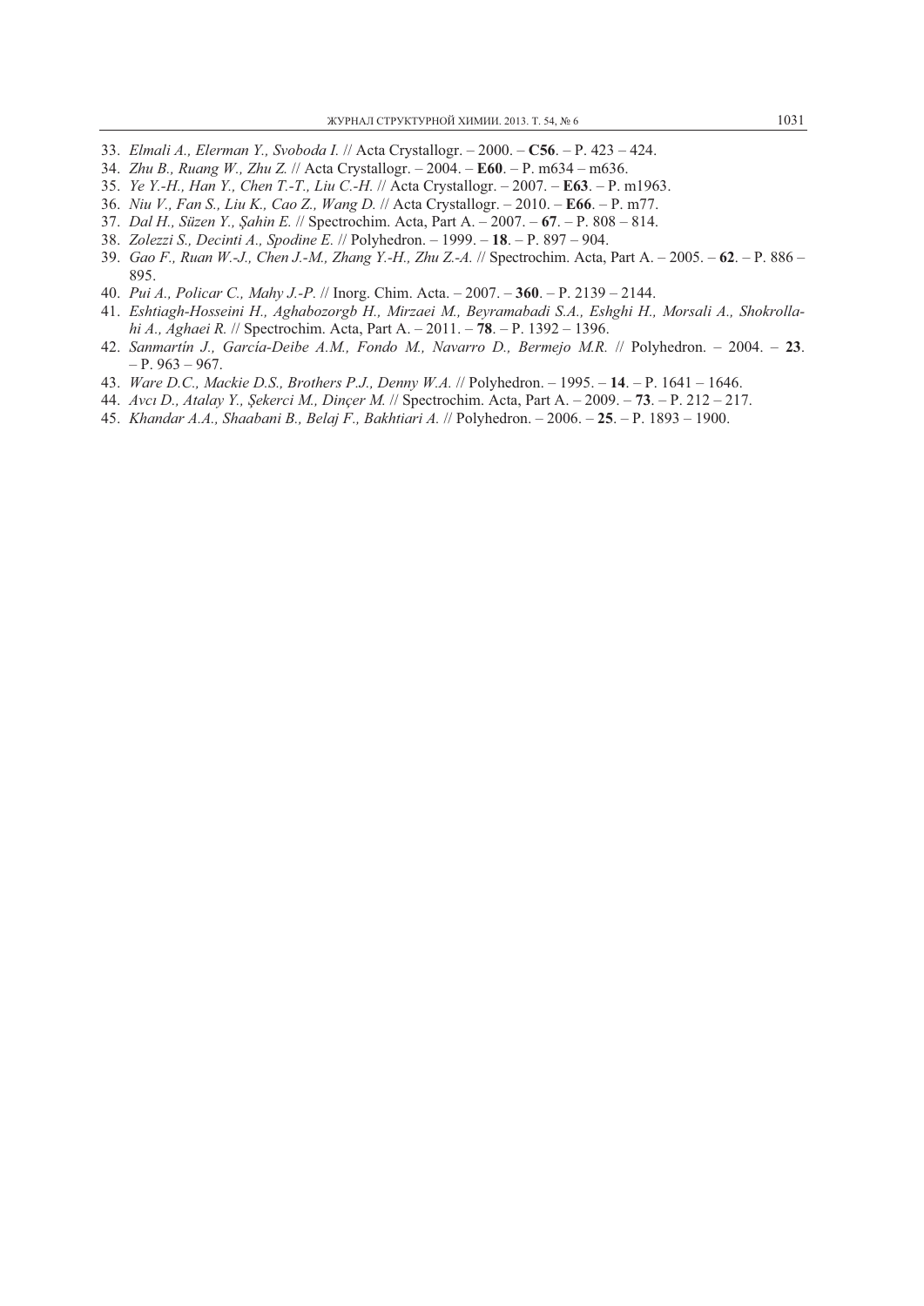33. *Elmali A., Elerman Y., Svoboda I.* // Acta Crystallogr. – 2000. – **C56**. – P. 423 – 424.
34. *Zhu B., Ruang W., Zhu Z.* // Acta Crystallogr. – 2004. – **E60**. – P. m634 – m636.
35. *Ye Y.-H., Han Y., Chen T.-T., Liu C.-H.* // Acta Crystallogr. – 2007. – **E63**. – P. m1963.
36. *Niu V., Fan S., Liu K., Cao Z., Wang D.* // Acta Crystallogr. – 2010. – **E66**. – P. m77.
37. *Dal H., Süzen Y., Şahin E.* // Spectrochim. Acta, Part A. – 2007. – **67**. – P. 808 – 814.
38. *Zolezzi S., Decinti A., Spodine E.* // Polyhedron. – 1999. – **18**. – P. 897 – 904.
39. *Gao F., Ruan W.-J., Chen J.-M., Zhang Y.-H., Zhu Z.-A.* // Spectrochim. Acta, Part A. – 2005. – **62**. – P. 886 – 895.
40. *Pui A., Policar C., Mahy J.-P.* // Inorg. Chim. Acta. – 2007. – **360**. – P. 2139 – 2144.
41. *Eshtiagh-Hosseini H., Aghabozorgb H., Mirzaei M., Beyramabadi S.A., Eshghi H., Morsali A., Shokrollahi A., Aghaei R.* // Spectrochim. Acta, Part A. – 2011. – **78**. – P. 1392 – 1396.
42. *Sanmartín J., García-Deibe A.M., Fondo M., Navarro D., Bermejo M.R.* // Polyhedron. – 2004. – **23**. – P. 963 – 967.
43. *Ware D.C., Mackie D.S., Brothers P.J., Denny W.A.* // Polyhedron. – 1995. – **14**. – P. 1641 – 1646.
44. *Avcı D., Atalay Y., Şekerci M., Dinçer M.* // Spectrochim. Acta, Part A. – 2009. – **73**. – P. 212 – 217.
45. *Khandar A.A., Shaabani B., Belaj F., Bakhtiari A.* // Polyhedron. – 2006. – **25**. – P. 1893 – 1900.